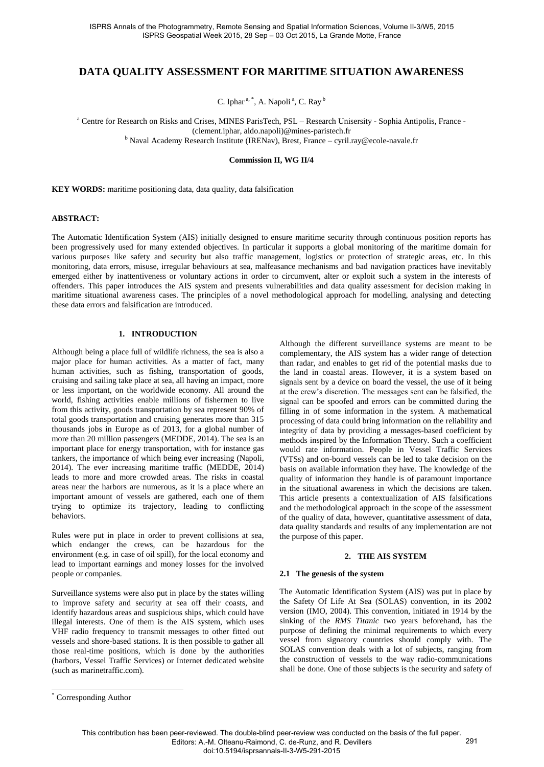# DATA QUALITY ASSESSMENT FOR MARITIME SITUATION AWARENESS

C. Iphar [a, *], A. Napoli [a], C. Ray [b]

[a] Centre for Research on Risks and Crises, MINES ParisTech, PSL – Research Unisersity - Sophia Antipolis, France - (clement.iphar, aldo.napoli)@mines-paristech.fr

[b] Naval Academy Research Institute (IRENav), Brest, France – cyril.ray@ecole-navale.fr

**Commission II, WG II/4**

**KEY WORDS:** maritime positioning data, data quality, data falsification

**ABSTRACT:**

The Automatic Identification System (AIS) initially designed to ensure maritime security through continuous position reports has been progressively used for many extended objectives. In particular it supports a global monitoring of the maritime domain for various purposes like safety and security but also traffic management, logistics or protection of strategic areas, etc. In this monitoring, data errors, misuse, irregular behaviours at sea, malfeasance mechanisms and bad navigation practices have inevitably emerged either by inattentiveness or voluntary actions in order to circumvent, alter or exploit such a system in the interests of offenders. This paper introduces the AIS system and presents vulnerabilities and data quality assessment for decision making in maritime situational awareness cases. The principles of a novel methodological approach for modelling, analysing and detecting these data errors and falsification are introduced.

## 1. INTRODUCTION

Although being a place full of wildlife richness, the sea is also a major place for human activities. As a matter of fact, many human activities, such as fishing, transportation of goods, cruising and sailing take place at sea, all having an impact, more or less important, on the worldwide economy. All around the world, fishing activities enable millions of fishermen to live from this activity, goods transportation by sea represent 90% of total goods transportation and cruising generates more than 315 thousands jobs in Europe as of 2013, for a global number of more than 20 million passengers (MEDDE, 2014). The sea is an important place for energy transportation, with for instance gas tankers, the importance of which being ever increasing (Napoli, 2014). The ever increasing maritime traffic (MEDDE, 2014) leads to more and more crowded areas. The risks in coastal areas near the harbors are numerous, as it is a place where an important amount of vessels are gathered, each one of them trying to optimize its trajectory, leading to conflicting behaviors.

Rules were put in place in order to prevent collisions at sea, which endanger the crews, can be hazardous for the environment (e.g. in case of oil spill), for the local economy and lead to important earnings and money losses for the involved people or companies.

Surveillance systems were also put in place by the states willing to improve safety and security at sea off their coasts, and identify hazardous areas and suspicious ships, which could have illegal interests. One of them is the AIS system, which uses VHF radio frequency to transmit messages to other fitted out vessels and shore-based stations. It is then possible to gather all those real-time positions, which is done by the authorities (harbors, Vessel Traffic Services) or Internet dedicated website (such as marinetraffic.com).

Although the different surveillance systems are meant to be complementary, the AIS system has a wider range of detection than radar, and enables to get rid of the potential masks due to the land in coastal areas. However, it is a system based on signals sent by a device on board the vessel, the use of it being at the crew's discretion. The messages sent can be falsified, the signal can be spoofed and errors can be committed during the filling in of some information in the system. A mathematical processing of data could bring information on the reliability and integrity of data by providing a messages-based coefficient by methods inspired by the Information Theory. Such a coefficient would rate information. People in Vessel Traffic Services (VTSs) and on-board vessels can be led to take decision on the basis on available information they have. The knowledge of the quality of information they handle is of paramount importance in the situational awareness in which the decisions are taken. This article presents a contextualization of AIS falsifications and the methodological approach in the scope of the assessment of the quality of data, however, quantitative assessment of data, data quality standards and results of any implementation are not the purpose of this paper.

## 2. THE AIS SYSTEM

### 2.1 The genesis of the system

The Automatic Identification System (AIS) was put in place by the Safety Of Life At Sea (SOLAS) convention, in its 2002 version (IMO, 2004). This convention, initiated in 1914 by the sinking of the *RMS Titanic* two years beforehand, has the purpose of defining the minimal requirements to which every vessel from signatory countries should comply with. The SOLAS convention deals with a lot of subjects, ranging from the construction of vessels to the way radio-communications shall be done. One of those subjects is the security and safety of

[*] Corresponding Author

This contribution has been peer-reviewed. The double-blind peer-review was conducted on the basis of the full paper.
Editors: A.-M. Olteanu-Raimond, C. de-Runz, and R. Devillers
doi:10.5194/isprsannals-II-3-W5-291-2015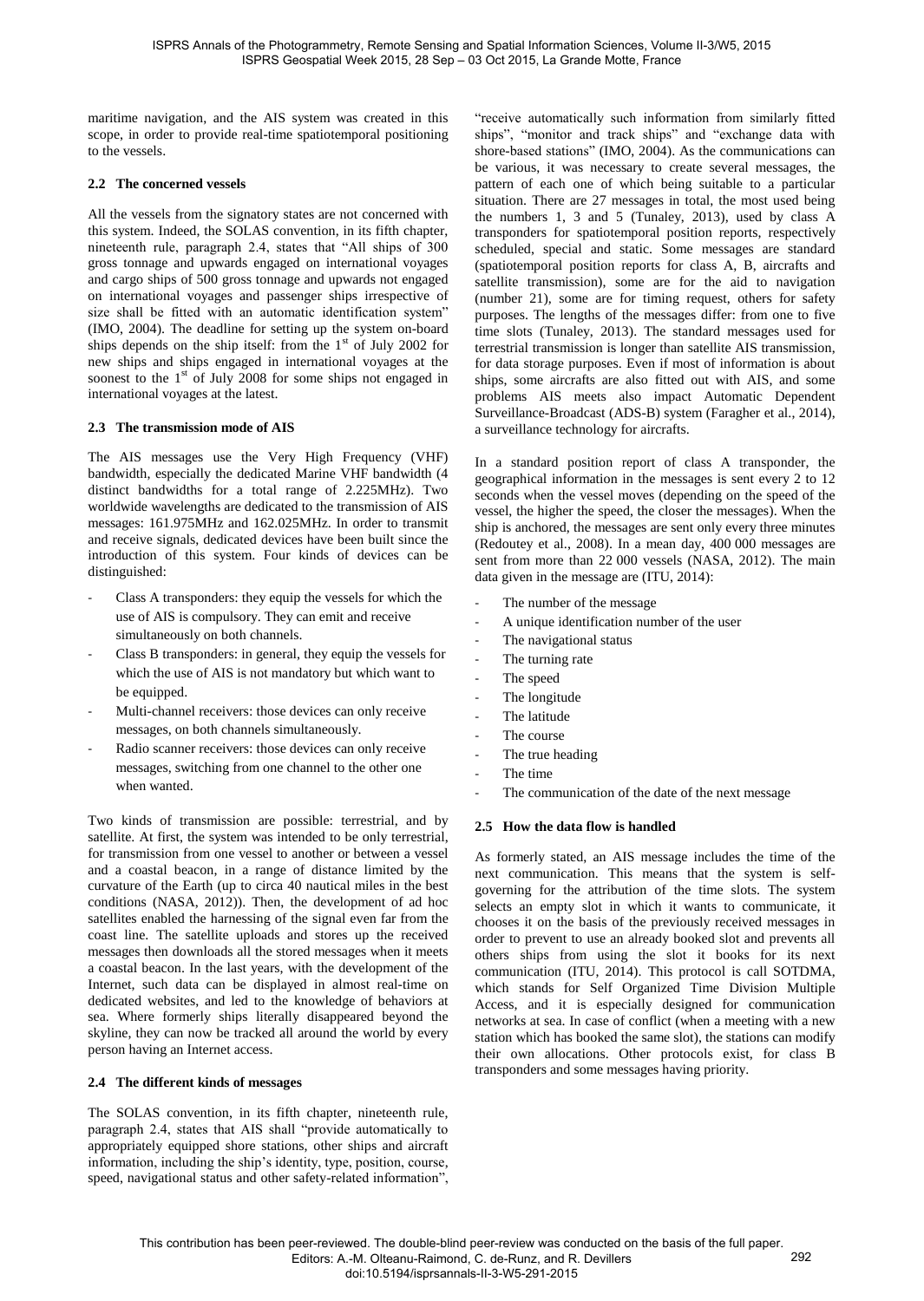maritime navigation, and the AIS system was created in this scope, in order to provide real-time spatiotemporal positioning to the vessels.

### 2.2 The concerned vessels

All the vessels from the signatory states are not concerned with this system. Indeed, the SOLAS convention, in its fifth chapter, nineteenth rule, paragraph 2.4, states that "All ships of 300 gross tonnage and upwards engaged on international voyages and cargo ships of 500 gross tonnage and upwards not engaged on international voyages and passenger ships irrespective of size shall be fitted with an automatic identification system" (IMO, 2004). The deadline for setting up the system on-board ships depends on the ship itself: from the 1st of July 2002 for new ships and ships engaged in international voyages at the soonest to the 1st of July 2008 for some ships not engaged in international voyages at the latest.

### 2.3 The transmission mode of AIS

The AIS messages use the Very High Frequency (VHF) bandwidth, especially the dedicated Marine VHF bandwidth (4 distinct bandwidths for a total range of 2.225MHz). Two worldwide wavelengths are dedicated to the transmission of AIS messages: 161.975MHz and 162.025MHz. In order to transmit and receive signals, dedicated devices have been built since the introduction of this system. Four kinds of devices can be distinguished:

- Class A transponders: they equip the vessels for which the use of AIS is compulsory. They can emit and receive simultaneously on both channels.
- Class B transponders: in general, they equip the vessels for which the use of AIS is not mandatory but which want to be equipped.
- Multi-channel receivers: those devices can only receive messages, on both channels simultaneously.
- Radio scanner receivers: those devices can only receive messages, switching from one channel to the other one when wanted.

Two kinds of transmission are possible: terrestrial, and by satellite. At first, the system was intended to be only terrestrial, for transmission from one vessel to another or between a vessel and a coastal beacon, in a range of distance limited by the curvature of the Earth (up to circa 40 nautical miles in the best conditions (NASA, 2012)). Then, the development of ad hoc satellites enabled the harnessing of the signal even far from the coast line. The satellite uploads and stores up the received messages then downloads all the stored messages when it meets a coastal beacon. In the last years, with the development of the Internet, such data can be displayed in almost real-time on dedicated websites, and led to the knowledge of behaviors at sea. Where formerly ships literally disappeared beyond the skyline, they can now be tracked all around the world by every person having an Internet access.

### 2.4 The different kinds of messages

The SOLAS convention, in its fifth chapter, nineteenth rule, paragraph 2.4, states that AIS shall "provide automatically to appropriately equipped shore stations, other ships and aircraft information, including the ship's identity, type, position, course, speed, navigational status and other safety-related information", "receive automatically such information from similarly fitted ships", "monitor and track ships" and "exchange data with shore-based stations" (IMO, 2004). As the communications can be various, it was necessary to create several messages, the pattern of each one of which being suitable to a particular situation. There are 27 messages in total, the most used being the numbers 1, 3 and 5 (Tunaley, 2013), used by class A transponders for spatiotemporal position reports, respectively scheduled, special and static. Some messages are standard (spatiotemporal position reports for class A, B, aircrafts and satellite transmission), some are for the aid to navigation (number 21), some are for timing request, others for safety purposes. The lengths of the messages differ: from one to five time slots (Tunaley, 2013). The standard messages used for terrestrial transmission is longer than satellite AIS transmission, for data storage purposes. Even if most of information is about ships, some aircrafts are also fitted out with AIS, and some problems AIS meets also impact Automatic Dependent Surveillance-Broadcast (ADS-B) system (Faragher et al., 2014), a surveillance technology for aircrafts.

In a standard position report of class A transponder, the geographical information in the messages is sent every 2 to 12 seconds when the vessel moves (depending on the speed of the vessel, the higher the speed, the closer the messages). When the ship is anchored, the messages are sent only every three minutes (Redoutey et al., 2008). In a mean day, 400 000 messages are sent from more than 22 000 vessels (NASA, 2012). The main data given in the message are (ITU, 2014):

- The number of the message
- A unique identification number of the user
- The navigational status
- The turning rate
- The speed
- The longitude
- The latitude
- The course
- The true heading
- The time
- The communication of the date of the next message

### 2.5 How the data flow is handled

As formerly stated, an AIS message includes the time of the next communication. This means that the system is self-governing for the attribution of the time slots. The system selects an empty slot in which it wants to communicate, it chooses it on the basis of the previously received messages in order to prevent to use an already booked slot and prevents all others ships from using the slot it books for its next communication (ITU, 2014). This protocol is call SOTDMA, which stands for Self Organized Time Division Multiple Access, and it is especially designed for communication networks at sea. In case of conflict (when a meeting with a new station which has booked the same slot), the stations can modify their own allocations. Other protocols exist, for class B transponders and some messages having priority.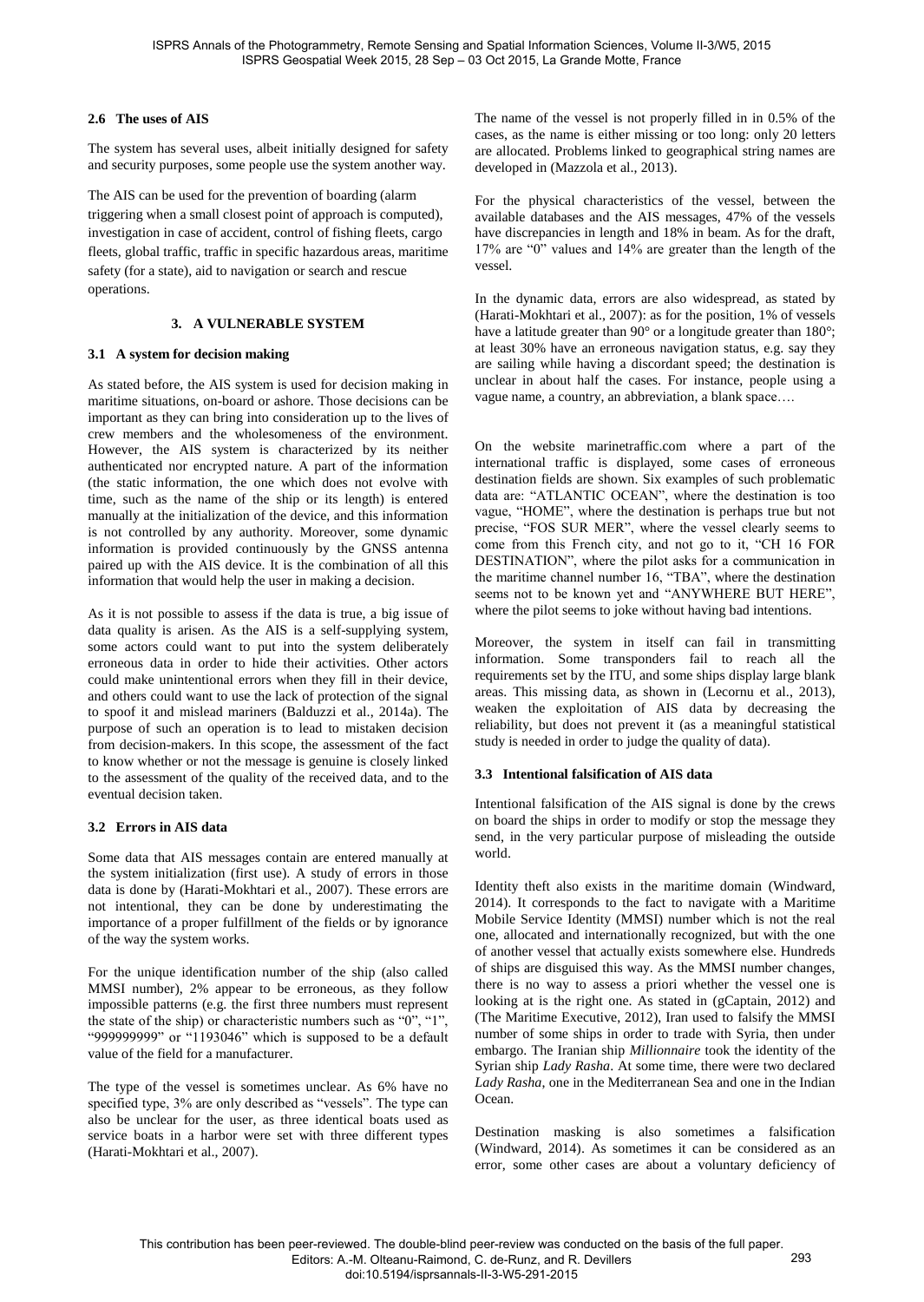### 2.6 The uses of AIS

The system has several uses, albeit initially designed for safety and security purposes, some people use the system another way.

The AIS can be used for the prevention of boarding (alarm triggering when a small closest point of approach is computed), investigation in case of accident, control of fishing fleets, cargo fleets, global traffic, traffic in specific hazardous areas, maritime safety (for a state), aid to navigation or search and rescue operations.

## 3. A VULNERABLE SYSTEM

### 3.1 A system for decision making

As stated before, the AIS system is used for decision making in maritime situations, on-board or ashore. Those decisions can be important as they can bring into consideration up to the lives of crew members and the wholesomeness of the environment. However, the AIS system is characterized by its neither authenticated nor encrypted nature. A part of the information (the static information, the one which does not evolve with time, such as the name of the ship or its length) is entered manually at the initialization of the device, and this information is not controlled by any authority. Moreover, some dynamic information is provided continuously by the GNSS antenna paired up with the AIS device. It is the combination of all this information that would help the user in making a decision.

As it is not possible to assess if the data is true, a big issue of data quality is arisen. As the AIS is a self-supplying system, some actors could want to put into the system deliberately erroneous data in order to hide their activities. Other actors could make unintentional errors when they fill in their device, and others could want to use the lack of protection of the signal to spoof it and mislead mariners (Balduzzi et al., 2014a). The purpose of such an operation is to lead to mistaken decision from decision-makers. In this scope, the assessment of the fact to know whether or not the message is genuine is closely linked to the assessment of the quality of the received data, and to the eventual decision taken.

### 3.2 Errors in AIS data

Some data that AIS messages contain are entered manually at the system initialization (first use). A study of errors in those data is done by (Harati-Mokhtari et al., 2007). These errors are not intentional, they can be done by underestimating the importance of a proper fulfillment of the fields or by ignorance of the way the system works.

For the unique identification number of the ship (also called MMSI number), 2% appear to be erroneous, as they follow impossible patterns (e.g. the first three numbers must represent the state of the ship) or characteristic numbers such as "0", "1", "999999999" or "1193046" which is supposed to be a default value of the field for a manufacturer.

The type of the vessel is sometimes unclear. As 6% have no specified type, 3% are only described as "vessels". The type can also be unclear for the user, as three identical boats used as service boats in a harbor were set with three different types (Harati-Mokhtari et al., 2007).

The name of the vessel is not properly filled in in 0.5% of the cases, as the name is either missing or too long: only 20 letters are allocated. Problems linked to geographical string names are developed in (Mazzola et al., 2013).

For the physical characteristics of the vessel, between the available databases and the AIS messages, 47% of the vessels have discrepancies in length and 18% in beam. As for the draft, 17% are "0" values and 14% are greater than the length of the vessel.

In the dynamic data, errors are also widespread, as stated by (Harati-Mokhtari et al., 2007): as for the position, 1% of vessels have a latitude greater than 90° or a longitude greater than 180°; at least 30% have an erroneous navigation status, e.g. say they are sailing while having a discordant speed; the destination is unclear in about half the cases. For instance, people using a vague name, a country, an abbreviation, a blank space….

On the website marinetraffic.com where a part of the international traffic is displayed, some cases of erroneous destination fields are shown. Six examples of such problematic data are: "ATLANTIC OCEAN", where the destination is too vague, "HOME", where the destination is perhaps true but not precise, "FOS SUR MER", where the vessel clearly seems to come from this French city, and not go to it, "CH 16 FOR DESTINATION", where the pilot asks for a communication in the maritime channel number 16, "TBA", where the destination seems not to be known yet and "ANYWHERE BUT HERE", where the pilot seems to joke without having bad intentions.

Moreover, the system in itself can fail in transmitting information. Some transponders fail to reach all the requirements set by the ITU, and some ships display large blank areas. This missing data, as shown in (Lecornu et al., 2013), weaken the exploitation of AIS data by decreasing the reliability, but does not prevent it (as a meaningful statistical study is needed in order to judge the quality of data).

### 3.3 Intentional falsification of AIS data

Intentional falsification of the AIS signal is done by the crews on board the ships in order to modify or stop the message they send, in the very particular purpose of misleading the outside world.

Identity theft also exists in the maritime domain (Windward, 2014). It corresponds to the fact to navigate with a Maritime Mobile Service Identity (MMSI) number which is not the real one, allocated and internationally recognized, but with the one of another vessel that actually exists somewhere else. Hundreds of ships are disguised this way. As the MMSI number changes, there is no way to assess a priori whether the vessel one is looking at is the right one. As stated in (gCaptain, 2012) and (The Maritime Executive, 2012), Iran used to falsify the MMSI number of some ships in order to trade with Syria, then under embargo. The Iranian ship *Millionnaire* took the identity of the Syrian ship *Lady Rasha*. At some time, there were two declared *Lady Rasha*, one in the Mediterranean Sea and one in the Indian Ocean.

Destination masking is also sometimes a falsification (Windward, 2014). As sometimes it can be considered as an error, some other cases are about a voluntary deficiency of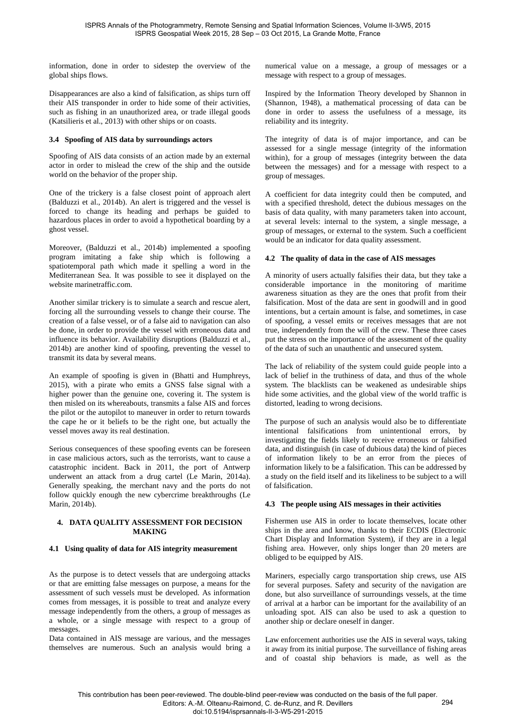information, done in order to sidestep the overview of the global ships flows.

Disappearances are also a kind of falsification, as ships turn off their AIS transponder in order to hide some of their activities, such as fishing in an unauthorized area, or trade illegal goods (Katsilieris et al., 2013) with other ships or on coasts.

### 3.4 Spoofing of AIS data by surroundings actors

Spoofing of AIS data consists of an action made by an external actor in order to mislead the crew of the ship and the outside world on the behavior of the proper ship.

One of the trickery is a false closest point of approach alert (Balduzzi et al., 2014b). An alert is triggered and the vessel is forced to change its heading and perhaps be guided to hazardous places in order to avoid a hypothetical boarding by a ghost vessel.

Moreover, (Balduzzi et al., 2014b) implemented a spoofing program imitating a fake ship which is following a spatiotemporal path which made it spelling a word in the Mediterranean Sea. It was possible to see it displayed on the website marinetraffic.com.

Another similar trickery is to simulate a search and rescue alert, forcing all the surrounding vessels to change their course. The creation of a false vessel, or of a false aid to navigation can also be done, in order to provide the vessel with erroneous data and influence its behavior. Availability disruptions (Balduzzi et al., 2014b) are another kind of spoofing, preventing the vessel to transmit its data by several means.

An example of spoofing is given in (Bhatti and Humphreys, 2015), with a pirate who emits a GNSS false signal with a higher power than the genuine one, covering it. The system is then misled on its whereabouts, transmits a false AIS and forces the pilot or the autopilot to maneuver in order to return towards the cape he or it beliefs to be the right one, but actually the vessel moves away its real destination.

Serious consequences of these spoofing events can be foreseen in case malicious actors, such as the terrorists, want to cause a catastrophic incident. Back in 2011, the port of Antwerp underwent an attack from a drug cartel (Le Marin, 2014a). Generally speaking, the merchant navy and the ports do not follow quickly enough the new cybercrime breakthroughs (Le Marin, 2014b).

## 4. DATA QUALITY ASSESSMENT FOR DECISION MAKING

### 4.1 Using quality of data for AIS integrity measurement

As the purpose is to detect vessels that are undergoing attacks or that are emitting false messages on purpose, a means for the assessment of such vessels must be developed. As information comes from messages, it is possible to treat and analyze every message independently from the others, a group of messages as a whole, or a single message with respect to a group of messages.

Data contained in AIS message are various, and the messages themselves are numerous. Such an analysis would bring a numerical value on a message, a group of messages or a message with respect to a group of messages.

Inspired by the Information Theory developed by Shannon in (Shannon, 1948), a mathematical processing of data can be done in order to assess the usefulness of a message, its reliability and its integrity.

The integrity of data is of major importance, and can be assessed for a single message (integrity of the information within), for a group of messages (integrity between the data between the messages) and for a message with respect to a group of messages.

A coefficient for data integrity could then be computed, and with a specified threshold, detect the dubious messages on the basis of data quality, with many parameters taken into account, at several levels: internal to the system, a single message, a group of messages, or external to the system. Such a coefficient would be an indicator for data quality assessment.

### 4.2 The quality of data in the case of AIS messages

A minority of users actually falsifies their data, but they take a considerable importance in the monitoring of maritime awareness situation as they are the ones that profit from their falsification. Most of the data are sent in goodwill and in good intentions, but a certain amount is false, and sometimes, in case of spoofing, a vessel emits or receives messages that are not true, independently from the will of the crew. These three cases put the stress on the importance of the assessment of the quality of the data of such an unauthentic and unsecured system.

The lack of reliability of the system could guide people into a lack of belief in the truthiness of data, and thus of the whole system. The blacklists can be weakened as undesirable ships hide some activities, and the global view of the world traffic is distorted, leading to wrong decisions.

The purpose of such an analysis would also be to differentiate intentional falsifications from unintentional errors, by investigating the fields likely to receive erroneous or falsified data, and distinguish (in case of dubious data) the kind of pieces of information likely to be an error from the pieces of information likely to be a falsification. This can be addressed by a study on the field itself and its likeliness to be subject to a will of falsification.

### 4.3 The people using AIS messages in their activities

Fishermen use AIS in order to locate themselves, locate other ships in the area and know, thanks to their ECDIS (Electronic Chart Display and Information System), if they are in a legal fishing area. However, only ships longer than 20 meters are obliged to be equipped by AIS.

Mariners, especially cargo transportation ship crews, use AIS for several purposes. Safety and security of the navigation are done, but also surveillance of surroundings vessels, at the time of arrival at a harbor can be important for the availability of an unloading spot. AIS can also be used to ask a question to another ship or declare oneself in danger.

Law enforcement authorities use the AIS in several ways, taking it away from its initial purpose. The surveillance of fishing areas and of coastal ship behaviors is made, as well as the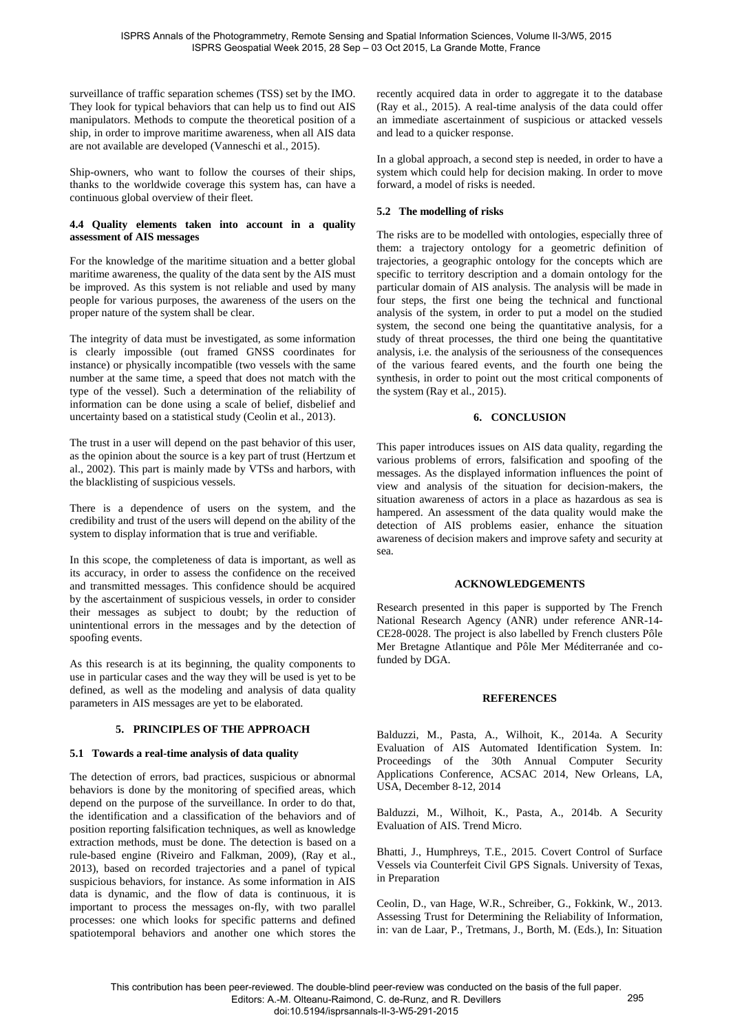surveillance of traffic separation schemes (TSS) set by the IMO. They look for typical behaviors that can help us to find out AIS manipulators. Methods to compute the theoretical position of a ship, in order to improve maritime awareness, when all AIS data are not available are developed (Vanneschi et al., 2015).

Ship-owners, who want to follow the courses of their ships, thanks to the worldwide coverage this system has, can have a continuous global overview of their fleet.

### 4.4 Quality elements taken into account in a quality assessment of AIS messages

For the knowledge of the maritime situation and a better global maritime awareness, the quality of the data sent by the AIS must be improved. As this system is not reliable and used by many people for various purposes, the awareness of the users on the proper nature of the system shall be clear.

The integrity of data must be investigated, as some information is clearly impossible (out framed GNSS coordinates for instance) or physically incompatible (two vessels with the same number at the same time, a speed that does not match with the type of the vessel). Such a determination of the reliability of information can be done using a scale of belief, disbelief and uncertainty based on a statistical study (Ceolin et al., 2013).

The trust in a user will depend on the past behavior of this user, as the opinion about the source is a key part of trust (Hertzum et al., 2002). This part is mainly made by VTSs and harbors, with the blacklisting of suspicious vessels.

There is a dependence of users on the system, and the credibility and trust of the users will depend on the ability of the system to display information that is true and verifiable.

In this scope, the completeness of data is important, as well as its accuracy, in order to assess the confidence on the received and transmitted messages. This confidence should be acquired by the ascertainment of suspicious vessels, in order to consider their messages as subject to doubt; by the reduction of unintentional errors in the messages and by the detection of spoofing events.

As this research is at its beginning, the quality components to use in particular cases and the way they will be used is yet to be defined, as well as the modeling and analysis of data quality parameters in AIS messages are yet to be elaborated.

## 5. PRINCIPLES OF THE APPROACH

### 5.1 Towards a real-time analysis of data quality

The detection of errors, bad practices, suspicious or abnormal behaviors is done by the monitoring of specified areas, which depend on the purpose of the surveillance. In order to do that, the identification and a classification of the behaviors and of position reporting falsification techniques, as well as knowledge extraction methods, must be done. The detection is based on a rule-based engine (Riveiro and Falkman, 2009), (Ray et al., 2013), based on recorded trajectories and a panel of typical suspicious behaviors, for instance. As some information in AIS data is dynamic, and the flow of data is continuous, it is important to process the messages on-fly, with two parallel processes: one which looks for specific patterns and defined spatiotemporal behaviors and another one which stores the recently acquired data in order to aggregate it to the database (Ray et al., 2015). A real-time analysis of the data could offer an immediate ascertainment of suspicious or attacked vessels and lead to a quicker response.

In a global approach, a second step is needed, in order to have a system which could help for decision making. In order to move forward, a model of risks is needed.

### 5.2 The modelling of risks

The risks are to be modelled with ontologies, especially three of them: a trajectory ontology for a geometric definition of trajectories, a geographic ontology for the concepts which are specific to territory description and a domain ontology for the particular domain of AIS analysis. The analysis will be made in four steps, the first one being the technical and functional analysis of the system, in order to put a model on the studied system, the second one being the quantitative analysis, for a study of threat processes, the third one being the quantitative analysis, i.e. the analysis of the seriousness of the consequences of the various feared events, and the fourth one being the synthesis, in order to point out the most critical components of the system (Ray et al., 2015).

## 6. CONCLUSION

This paper introduces issues on AIS data quality, regarding the various problems of errors, falsification and spoofing of the messages. As the displayed information influences the point of view and analysis of the situation for decision-makers, the situation awareness of actors in a place as hazardous as sea is hampered. An assessment of the data quality would make the detection of AIS problems easier, enhance the situation awareness of decision makers and improve safety and security at sea.

## ACKNOWLEDGEMENTS

Research presented in this paper is supported by The French National Research Agency (ANR) under reference ANR-14-CE28-0028. The project is also labelled by French clusters Pôle Mer Bretagne Atlantique and Pôle Mer Méditerranée and co-funded by DGA.

## REFERENCES

Balduzzi, M., Pasta, A., Wilhoit, K., 2014a. A Security Evaluation of AIS Automated Identification System. In: Proceedings of the 30th Annual Computer Security Applications Conference, ACSAC 2014, New Orleans, LA, USA, December 8-12, 2014

Balduzzi, M., Wilhoit, K., Pasta, A., 2014b. A Security Evaluation of AIS. Trend Micro.

Bhatti, J., Humphreys, T.E., 2015. Covert Control of Surface Vessels via Counterfeit Civil GPS Signals. University of Texas, in Preparation

Ceolin, D., van Hage, W.R., Schreiber, G., Fokkink, W., 2013. Assessing Trust for Determining the Reliability of Information, in: van de Laar, P., Tretmans, J., Borth, M. (Eds.), In: Situation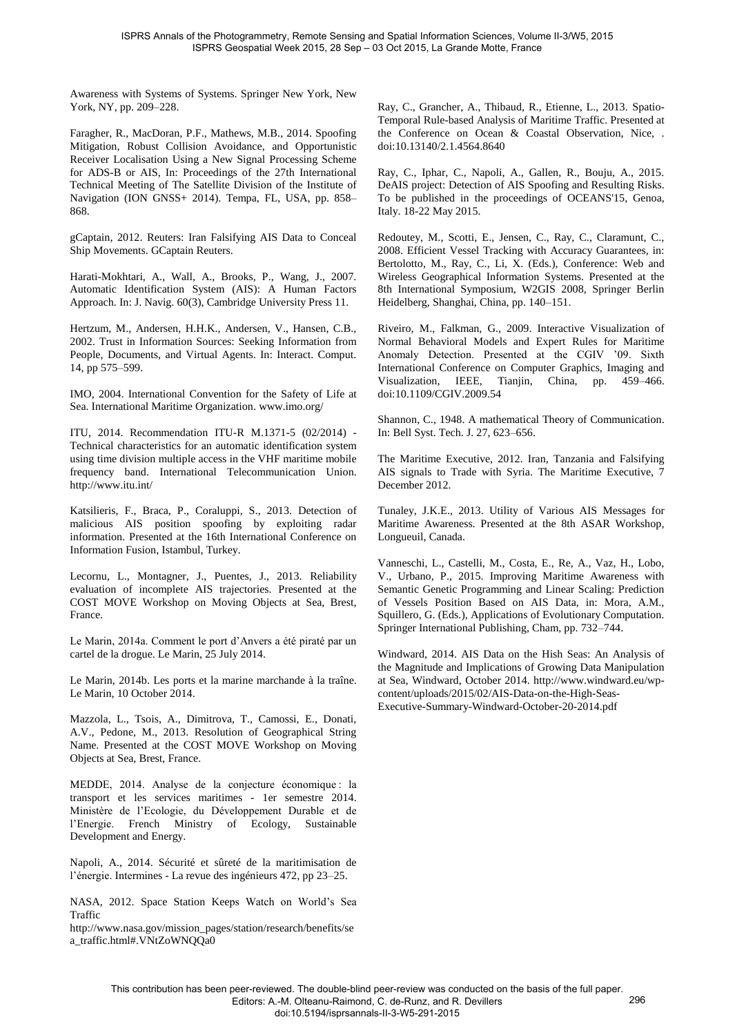Awareness with Systems of Systems. Springer New York, New York, NY, pp. 209–228.

Faragher, R., MacDoran, P.F., Mathews, M.B., 2014. Spoofing Mitigation, Robust Collision Avoidance, and Opportunistic Receiver Localisation Using a New Signal Processing Scheme for ADS-B or AIS, In: Proceedings of the 27th International Technical Meeting of The Satellite Division of the Institute of Navigation (ION GNSS+ 2014). Tempa, FL, USA, pp. 858–868.

gCaptain, 2012. Reuters: Iran Falsifying AIS Data to Conceal Ship Movements. GCaptain Reuters.

Harati-Mokhtari, A., Wall, A., Brooks, P., Wang, J., 2007. Automatic Identification System (AIS): A Human Factors Approach. In: J. Navig. 60(3), Cambridge University Press 11.

Hertzum, M., Andersen, H.H.K., Andersen, V., Hansen, C.B., 2002. Trust in Information Sources: Seeking Information from People, Documents, and Virtual Agents. In: Interact. Comput. 14, pp 575–599.

IMO, 2004. International Convention for the Safety of Life at Sea. International Maritime Organization. www.imo.org/

ITU, 2014. Recommendation ITU-R M.1371-5 (02/2014) - Technical characteristics for an automatic identification system using time division multiple access in the VHF maritime mobile frequency band. International Telecommunication Union. http://www.itu.int/

Katsilieris, F., Braca, P., Coraluppi, S., 2013. Detection of malicious AIS position spoofing by exploiting radar information. Presented at the 16th International Conference on Information Fusion, Istambul, Turkey.

Lecornu, L., Montagner, J., Puentes, J., 2013. Reliability evaluation of incomplete AIS trajectories. Presented at the COST MOVE Workshop on Moving Objects at Sea, Brest, France.

Le Marin, 2014a. Comment le port d'Anvers a été piraté par un cartel de la drogue. Le Marin, 25 July 2014.

Le Marin, 2014b. Les ports et la marine marchande à la traîne. Le Marin, 10 October 2014.

Mazzola, L., Tsois, A., Dimitrova, T., Camossi, E., Donati, A.V., Pedone, M., 2013. Resolution of Geographical String Name. Presented at the COST MOVE Workshop on Moving Objects at Sea, Brest, France.

MEDDE, 2014. Analyse de la conjecture économique : la transport et les services maritimes - 1er semestre 2014. Ministère de l'Ecologie, du Développement Durable et de l'Energie. French Ministry of Ecology, Sustainable Development and Energy.

Napoli, A., 2014. Sécurité et sûreté de la maritimisation de l'énergie. Intermines - La revue des ingénieurs 472, pp 23–25.

NASA, 2012. Space Station Keeps Watch on World's Sea Traffic
http://www.nasa.gov/mission_pages/station/research/benefits/sea_traffic.html#.VNtZoWNQQa0

Ray, C., Grancher, A., Thibaud, R., Etienne, L., 2013. Spatio-Temporal Rule-based Analysis of Maritime Traffic. Presented at the Conference on Ocean & Coastal Observation, Nice, . doi:10.13140/2.1.4564.8640

Ray, C., Iphar, C., Napoli, A., Gallen, R., Bouju, A., 2015. DeAIS project: Detection of AIS Spoofing and Resulting Risks. To be published in the proceedings of OCEANS'15, Genoa, Italy. 18-22 May 2015.

Redoutey, M., Scotti, E., Jensen, C., Ray, C., Claramunt, C., 2008. Efficient Vessel Tracking with Accuracy Guarantees, in: Bertolotto, M., Ray, C., Li, X. (Eds.), Conference: Web and Wireless Geographical Information Systems. Presented at the 8th International Symposium, W2GIS 2008, Springer Berlin Heidelberg, Shanghai, China, pp. 140–151.

Riveiro, M., Falkman, G., 2009. Interactive Visualization of Normal Behavioral Models and Expert Rules for Maritime Anomaly Detection. Presented at the CGIV '09. Sixth International Conference on Computer Graphics, Imaging and Visualization, IEEE, Tianjin, China, pp. 459–466. doi:10.1109/CGIV.2009.54

Shannon, C., 1948. A mathematical Theory of Communication. In: Bell Syst. Tech. J. 27, 623–656.

The Maritime Executive, 2012. Iran, Tanzania and Falsifying AIS signals to Trade with Syria. The Maritime Executive, 7 December 2012.

Tunaley, J.K.E., 2013. Utility of Various AIS Messages for Maritime Awareness. Presented at the 8th ASAR Workshop, Longueuil, Canada.

Vanneschi, L., Castelli, M., Costa, E., Re, A., Vaz, H., Lobo, V., Urbano, P., 2015. Improving Maritime Awareness with Semantic Genetic Programming and Linear Scaling: Prediction of Vessels Position Based on AIS Data, in: Mora, A.M., Squillero, G. (Eds.), Applications of Evolutionary Computation. Springer International Publishing, Cham, pp. 732–744.

Windward, 2014. AIS Data on the Hish Seas: An Analysis of the Magnitude and Implications of Growing Data Manipulation at Sea, Windward, October 2014. http://www.windward.eu/wp-content/uploads/2015/02/AIS-Data-on-the-High-Seas-Executive-Summary-Windward-October-20-2014.pdf